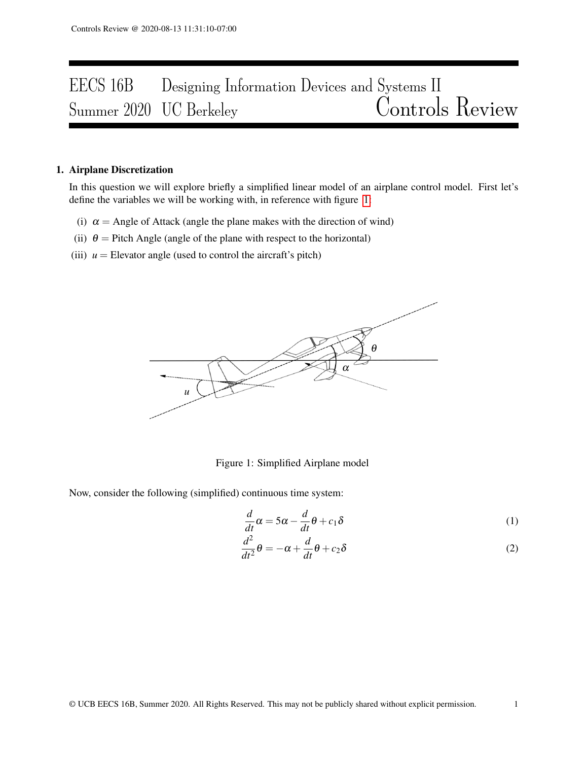# EECS 16B Designing Information Devices and Systems II
## Summer 2020 UC Berkeley — Controls Review

**1. Airplane Discretization**

In this question we will explore briefly a simplified linear model of an airplane control model. First let's define the variables we will be working with, in reference with figure 1:

(i) $\alpha$ = Angle of Attack (angle the plane makes with the direction of wind)

(ii) $\theta$ = Pitch Angle (angle of the plane with respect to the horizontal)

(iii) $u$ = Elevator angle (used to control the aircraft's pitch)

Figure 1: Simplified Airplane model

Now, consider the following (simplified) continuous time system:

$$\frac{d}{dt}\alpha = 5\alpha - \frac{d}{dt}\theta + c_1\delta \tag{1}$$

$$\frac{d^2}{dt^2}\theta = -\alpha + \frac{d}{dt}\theta + c_2\delta \tag{2}$$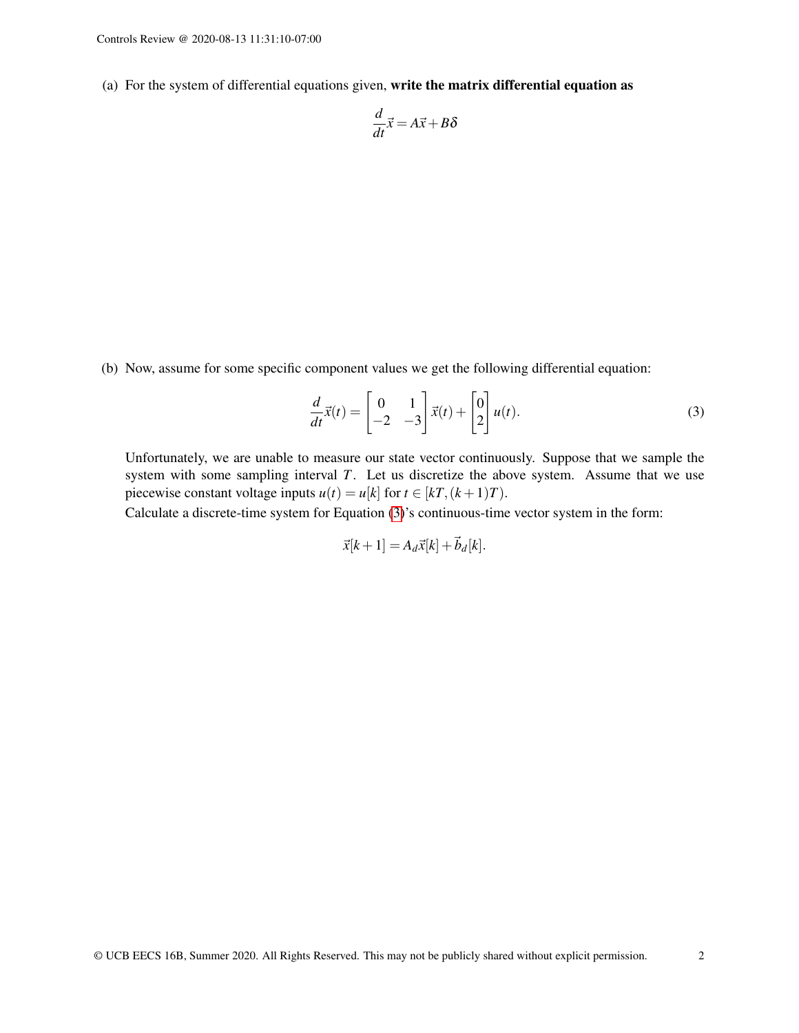(a) For the system of differential equations given, **write the matrix differential equation as**

$$\frac{d}{dt}\vec{x} = A\vec{x} + B\delta$$

(b) Now, assume for some specific component values we get the following differential equation:

$$\frac{d}{dt}\vec{x}(t) = \begin{bmatrix} 0 & 1 \\ -2 & -3 \end{bmatrix} \vec{x}(t) + \begin{bmatrix} 0 \\ 2 \end{bmatrix} u(t). \tag{3}$$

Unfortunately, we are unable to measure our state vector continuously. Suppose that we sample the system with some sampling interval $T$. Let us discretize the above system. Assume that we use piecewise constant voltage inputs $u(t) = u[k]$ for $t \in [kT, (k+1)T)$.

Calculate a discrete-time system for Equation (3)'s continuous-time vector system in the form:

$$\vec{x}[k+1] = A_d\vec{x}[k] + \vec{b}_d[k].$$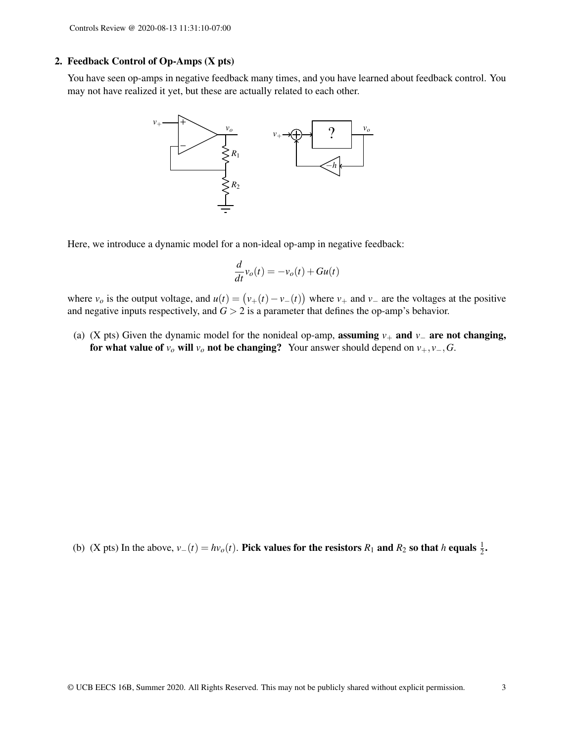## 2. Feedback Control of Op-Amps (X pts)

You have seen op-amps in negative feedback many times, and you have learned about feedback control. You may not have realized it yet, but these are actually related to each other.

Here, we introduce a dynamic model for a non-ideal op-amp in negative feedback:

$$\frac{d}{dt}v_o(t) = -v_o(t) + Gu(t)$$

where $v_o$ is the output voltage, and $u(t) = \big(v_+(t) - v_-(t)\big)$ where $v_+$ and $v_-$ are the voltages at the positive and negative inputs respectively, and $G > 2$ is a parameter that defines the op-amp's behavior.

(a) (X pts) Given the dynamic model for the nonideal op-amp, **assuming $v_+$ and $v_-$ are not changing, for what value of $v_o$ will $v_o$ not be changing?** Your answer should depend on $v_+, v_-, G$.

(b) (X pts) In the above, $v_-(t) = hv_o(t)$. **Pick values for the resistors $R_1$ and $R_2$ so that $h$ equals $\frac{1}{2}$.**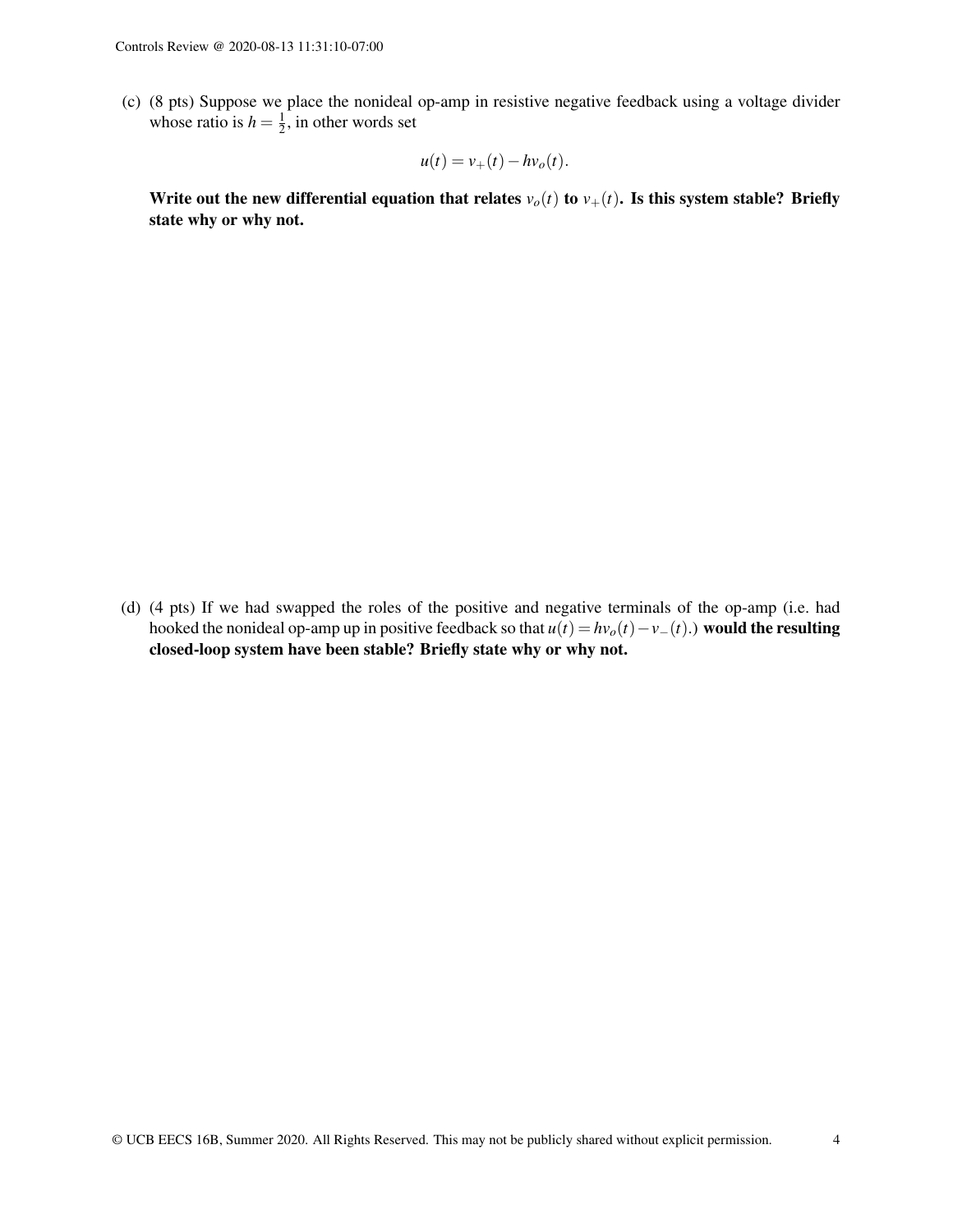(c) (8 pts) Suppose we place the nonideal op-amp in resistive negative feedback using a voltage divider whose ratio is $h = \frac{1}{2}$, in other words set

$$u(t) = v_+(t) - hv_o(t).$$

**Write out the new differential equation that relates $v_o(t)$ to $v_+(t)$. Is this system stable? Briefly state why or why not.**

(d) (4 pts) If we had swapped the roles of the positive and negative terminals of the op-amp (i.e. had hooked the nonideal op-amp up in positive feedback so that $u(t) = hv_o(t) - v_-(t)$.) **would the resulting closed-loop system have been stable? Briefly state why or why not.**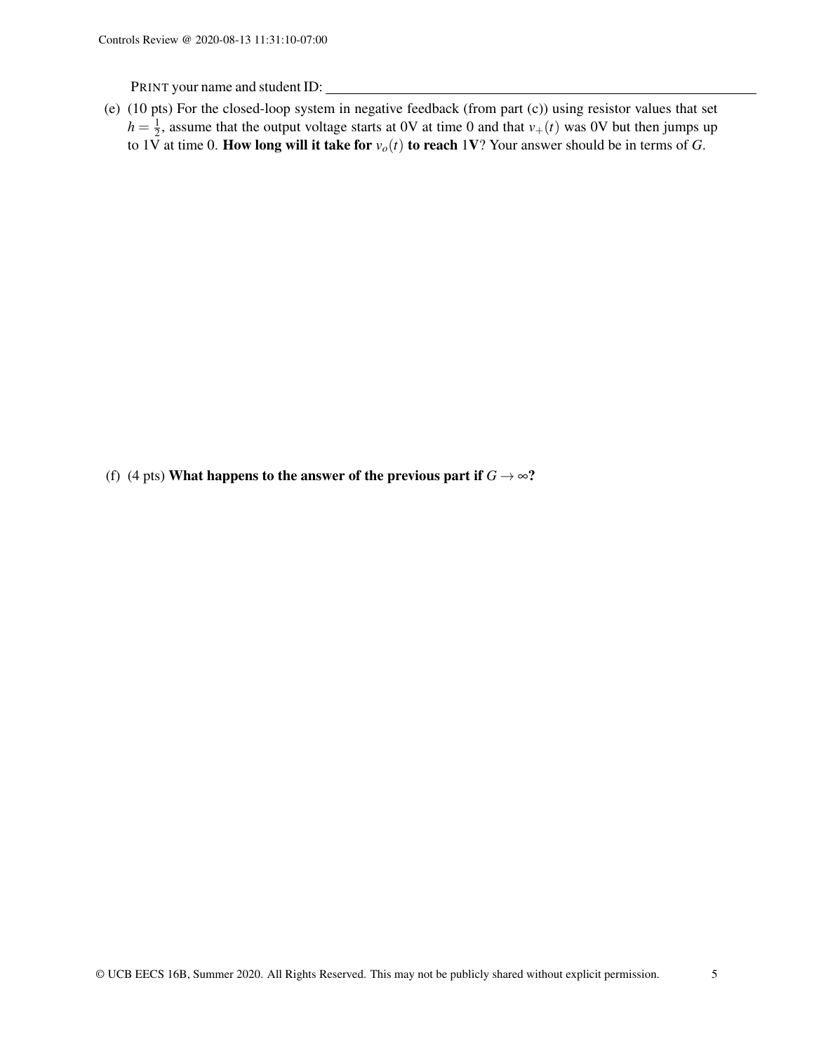PRINT your name and student ID: ____________________

(e) (10 pts) For the closed-loop system in negative feedback (from part (c)) using resistor values that set $h = \frac{1}{2}$, assume that the output voltage starts at 0V at time 0 and that $v_+(t)$ was 0V but then jumps up to 1V at time 0. **How long will it take for $v_o(t)$ to reach 1V**? Your answer should be in terms of $G$.

(f) (4 pts) **What happens to the answer of the previous part if $G \to \infty$?**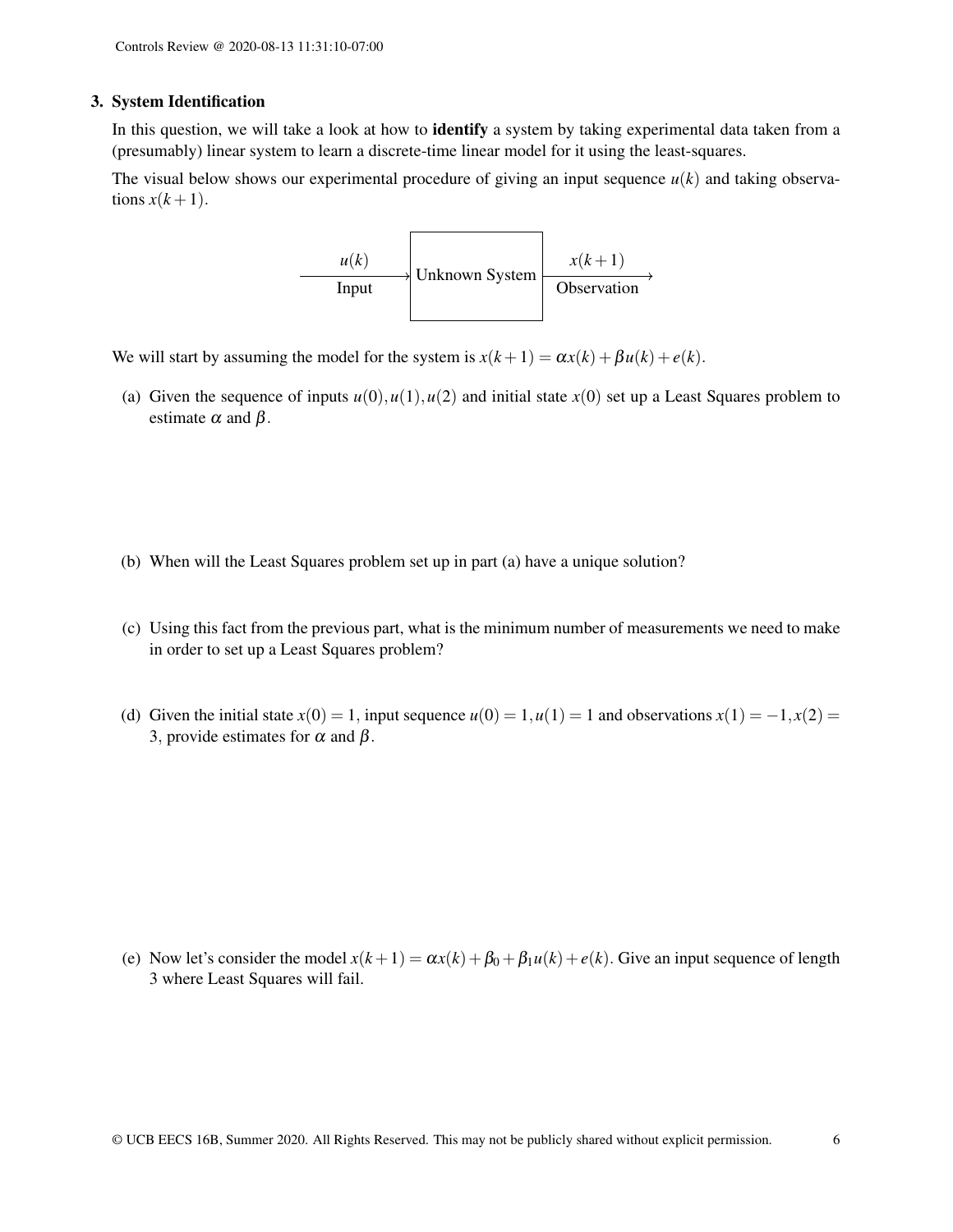### 3. System Identification

In this question, we will take a look at how to **identify** a system by taking experimental data taken from a (presumably) linear system to learn a discrete-time linear model for it using the least-squares.

The visual below shows our experimental procedure of giving an input sequence $u(k)$ and taking observations $x(k+1)$.

$$u(k) \text{ (Input)} \longrightarrow \boxed{\text{Unknown System}} \longrightarrow x(k+1) \text{ (Observation)}$$

We will start by assuming the model for the system is $x(k+1) = \alpha x(k) + \beta u(k) + e(k)$.

(a) Given the sequence of inputs $u(0), u(1), u(2)$ and initial state $x(0)$ set up a Least Squares problem to estimate $\alpha$ and $\beta$.

(b) When will the Least Squares problem set up in part (a) have a unique solution?

(c) Using this fact from the previous part, what is the minimum number of measurements we need to make in order to set up a Least Squares problem?

(d) Given the initial state $x(0) = 1$, input sequence $u(0) = 1, u(1) = 1$ and observations $x(1) = -1, x(2) = 3$, provide estimates for $\alpha$ and $\beta$.

(e) Now let's consider the model $x(k+1) = \alpha x(k) + \beta_0 + \beta_1 u(k) + e(k)$. Give an input sequence of length 3 where Least Squares will fail.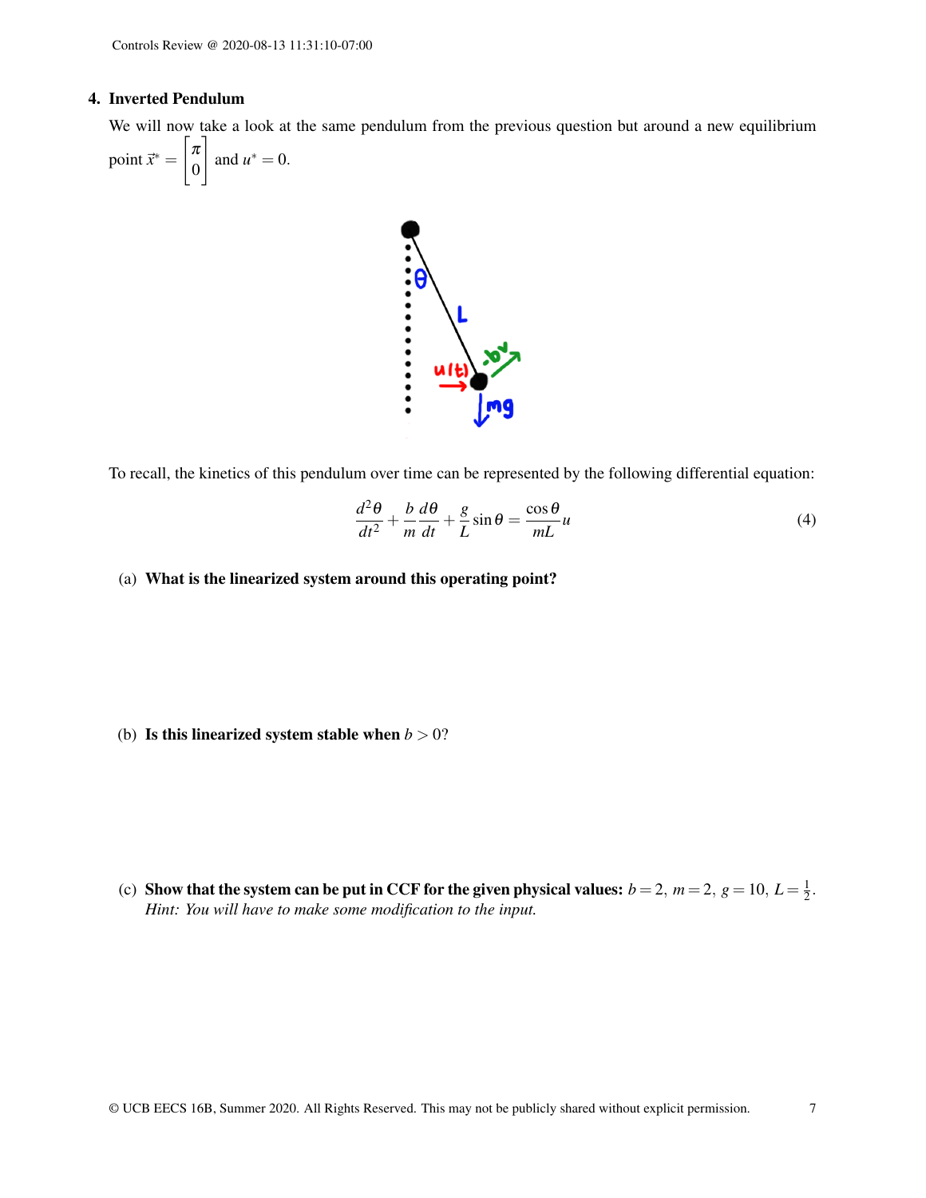## 4. Inverted Pendulum

We will now take a look at the same pendulum from the previous question but around a new equilibrium point $\vec{x}^* = \begin{bmatrix} \pi \\ 0 \end{bmatrix}$ and $u^* = 0$.

To recall, the kinetics of this pendulum over time can be represented by the following differential equation:

$$\frac{d^2\theta}{dt^2} + \frac{b}{m}\frac{d\theta}{dt} + \frac{g}{L}\sin\theta = \frac{\cos\theta}{mL}u \tag{4}$$

(a) **What is the linearized system around this operating point?**

(b) **Is this linearized system stable when $b > 0$?**

(c) **Show that the system can be put in CCF for the given physical values:** $b = 2$, $m = 2$, $g = 10$, $L = \frac{1}{2}$.
*Hint: You will have to make some modification to the input.*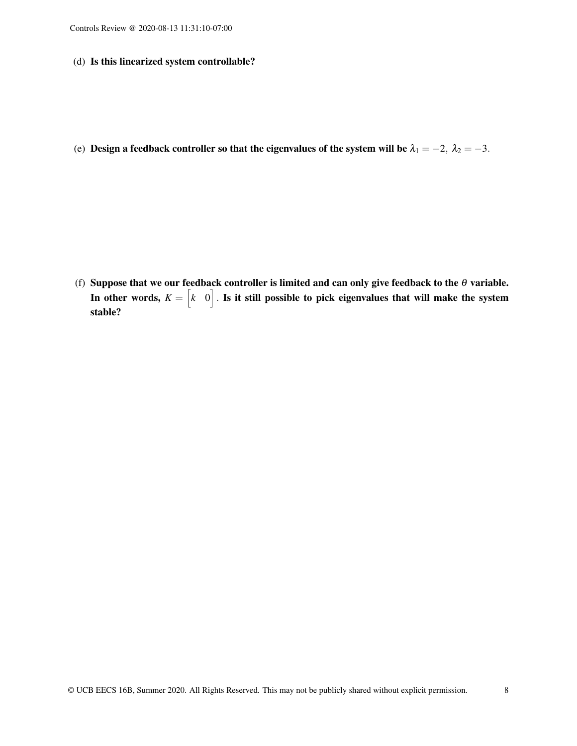(d) **Is this linearized system controllable?**

(e) **Design a feedback controller so that the eigenvalues of the system will be $\lambda_1 = -2,\ \lambda_2 = -3$.**

(f) **Suppose that we our feedback controller is limited and can only give feedback to the $\theta$ variable. In other words, $K = \begin{bmatrix} k & 0 \end{bmatrix}$. Is it still possible to pick eigenvalues that will make the system stable?**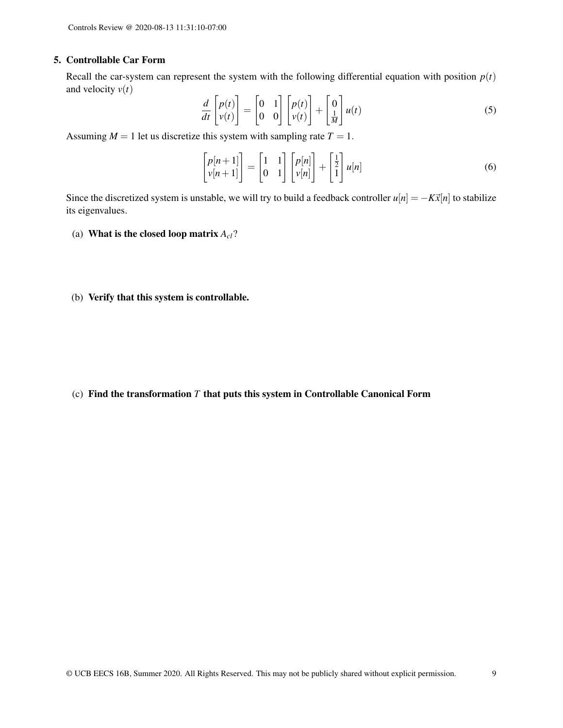## 5. Controllable Car Form

Recall the car-system can represent the system with the following differential equation with position $p(t)$ and velocity $v(t)$

$$\frac{d}{dt}\begin{bmatrix} p(t) \\ v(t) \end{bmatrix} = \begin{bmatrix} 0 & 1 \\ 0 & 0 \end{bmatrix}\begin{bmatrix} p(t) \\ v(t) \end{bmatrix} + \begin{bmatrix} 0 \\ \frac{1}{M} \end{bmatrix} u(t) \tag{5}$$

Assuming $M = 1$ let us discretize this system with sampling rate $T = 1$.

$$\begin{bmatrix} p[n+1] \\ v[n+1] \end{bmatrix} = \begin{bmatrix} 1 & 1 \\ 0 & 1 \end{bmatrix}\begin{bmatrix} p[n] \\ v[n] \end{bmatrix} + \begin{bmatrix} \frac{1}{2} \\ 1 \end{bmatrix} u[n] \tag{6}$$

Since the discretized system is unstable, we will try to build a feedback controller $u[n] = -K\vec{x}[n]$ to stabilize its eigenvalues.

(a) **What is the closed loop matrix $A_{cl}$?**

(b) **Verify that this system is controllable.**

(c) **Find the transformation $T$ that puts this system in Controllable Canonical Form**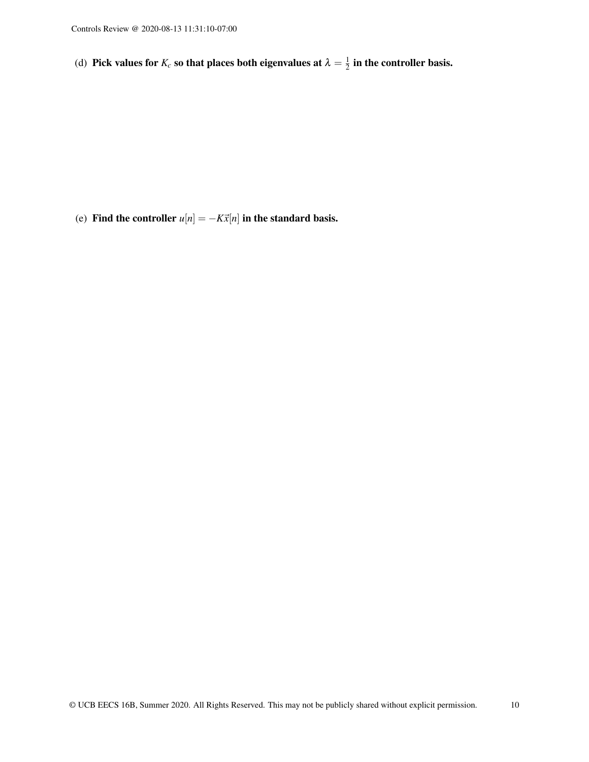(d) **Pick values for $K_c$ so that places both eigenvalues at $\lambda = \frac{1}{2}$ in the controller basis.**

(e) **Find the controller $u[n] = -K\vec{x}[n]$ in the standard basis.**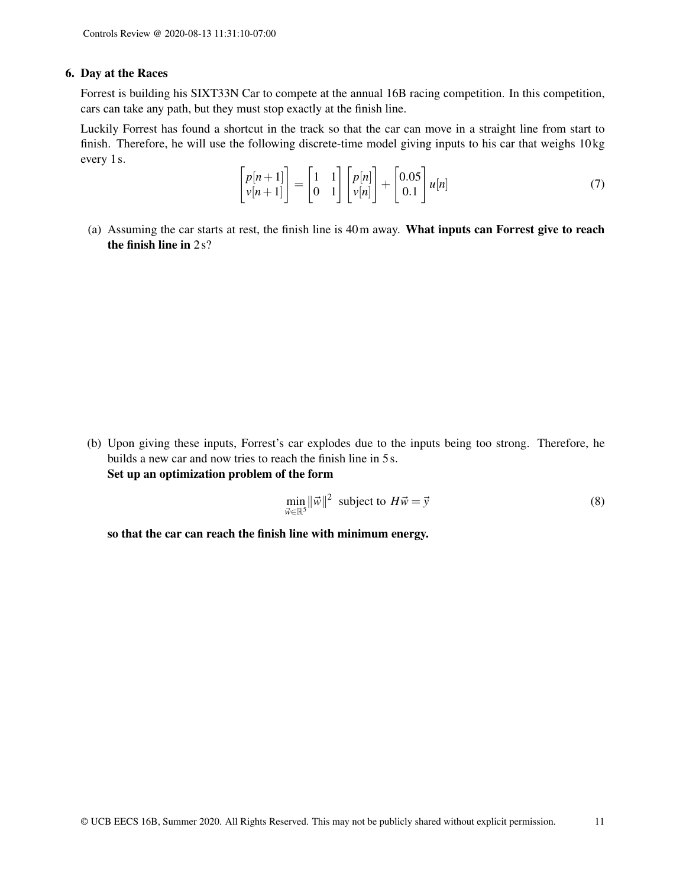### 6. Day at the Races

Forrest is building his SIXT33N Car to compete at the annual 16B racing competition. In this competition, cars can take any path, but they must stop exactly at the finish line.

Luckily Forrest has found a shortcut in the track so that the car can move in a straight line from start to finish. Therefore, he will use the following discrete-time model giving inputs to his car that weighs 10 kg every 1 s.

$$\begin{bmatrix} p[n+1] \\ v[n+1] \end{bmatrix} = \begin{bmatrix} 1 & 1 \\ 0 & 1 \end{bmatrix} \begin{bmatrix} p[n] \\ v[n] \end{bmatrix} + \begin{bmatrix} 0.05 \\ 0.1 \end{bmatrix} u[n] \tag{7}$$

(a) Assuming the car starts at rest, the finish line is 40 m away. **What inputs can Forrest give to reach the finish line in 2 s?**

(b) Upon giving these inputs, Forrest's car explodes due to the inputs being too strong. Therefore, he builds a new car and now tries to reach the finish line in 5 s.
**Set up an optimization problem of the form**

$$\min_{\vec{w} \in \mathbb{R}^5} \|\vec{w}\|^2 \text{ subject to } H\vec{w} = \vec{y} \tag{8}$$

**so that the car can reach the finish line with minimum energy.**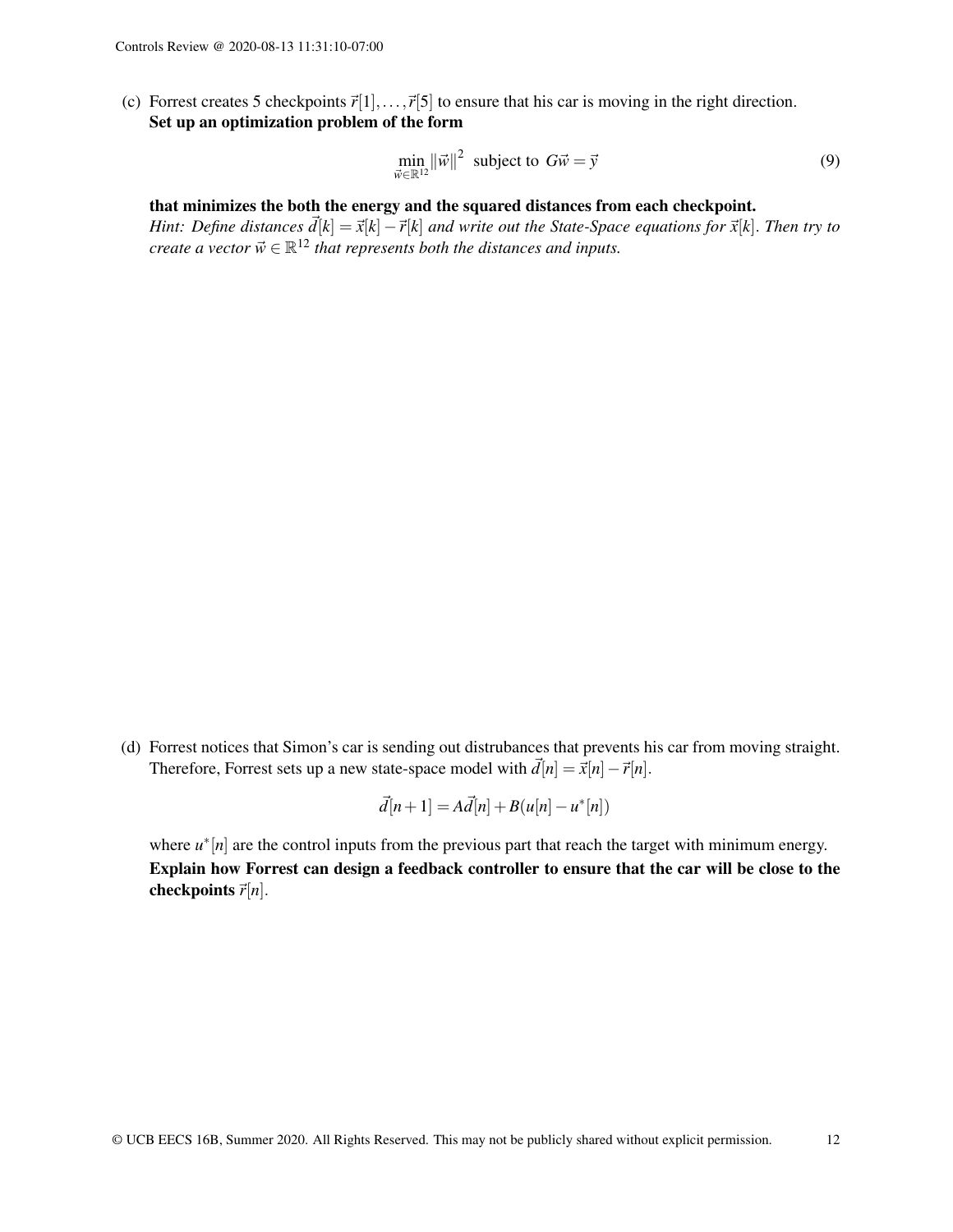(c) Forrest creates 5 checkpoints $\vec{r}[1], \ldots, \vec{r}[5]$ to ensure that his car is moving in the right direction. **Set up an optimization problem of the form**

$$\min_{\vec{w} \in \mathbb{R}^{12}} \|\vec{w}\|^2 \text{ subject to } G\vec{w} = \vec{y} \tag{9}$$

**that minimizes the both the energy and the squared distances from each checkpoint.**
*Hint: Define distances $\vec{d}[k] = \vec{x}[k] - \vec{r}[k]$ and write out the State-Space equations for $\vec{x}[k]$. Then try to create a vector $\vec{w} \in \mathbb{R}^{12}$ that represents both the distances and inputs.*

(d) Forrest notices that Simon's car is sending out distrubances that prevents his car from moving straight. Therefore, Forrest sets up a new state-space model with $\vec{d}[n] = \vec{x}[n] - \vec{r}[n]$.

$$\vec{d}[n+1] = A\vec{d}[n] + B(u[n] - u^*[n])$$

where $u^*[n]$ are the control inputs from the previous part that reach the target with minimum energy. **Explain how Forrest can design a feedback controller to ensure that the car will be close to the checkpoints $\vec{r}[n]$.**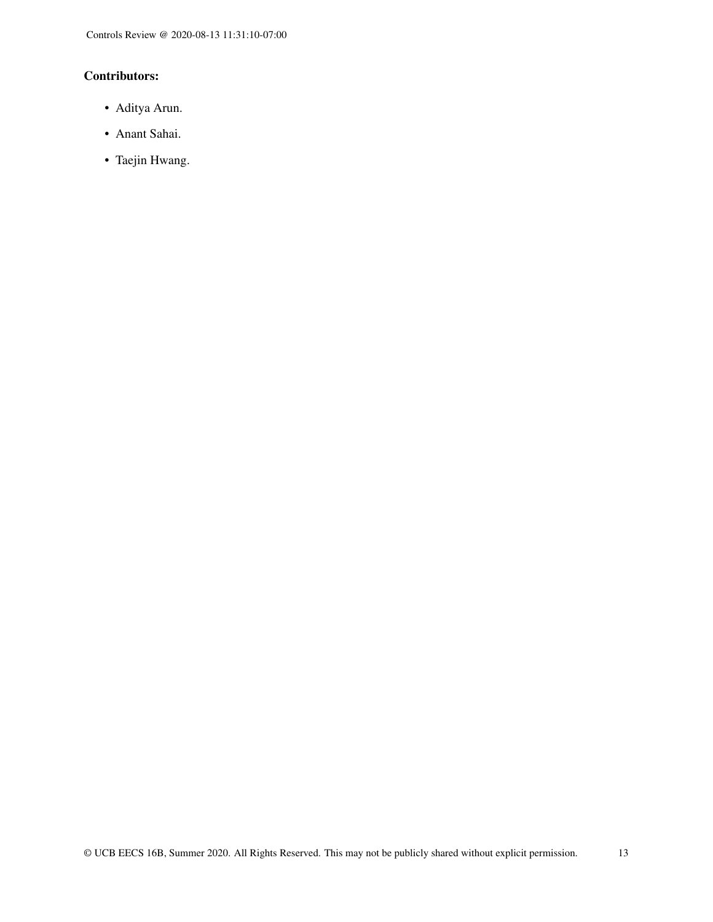**Contributors:**

- Aditya Arun.
- Anant Sahai.
- Taejin Hwang.